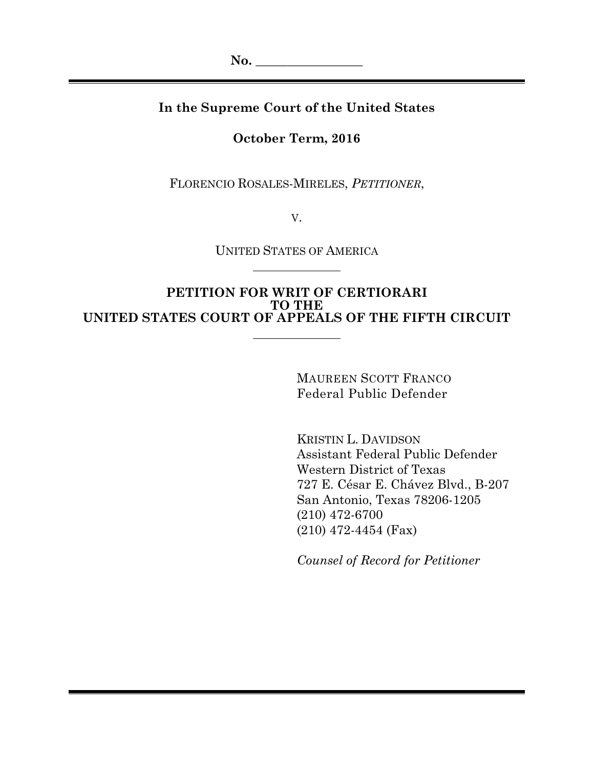**No. _________________**

---

**In the Supreme Court of the United States**

**October Term, 2016**

FLORENCIO ROSALES-MIRELES, *PETITIONER*,

V.

UNITED STATES OF AMERICA

---

**PETITION FOR WRIT OF CERTIORARI**
**TO THE**
**UNITED STATES COURT OF APPEALS OF THE FIFTH CIRCUIT**

---

MAUREEN SCOTT FRANCO
Federal Public Defender

KRISTIN L. DAVIDSON
Assistant Federal Public Defender
Western District of Texas
727 E. César E. Chávez Blvd., B-207
San Antonio, Texas 78206-1205
(210) 472-6700
(210) 472-4454 (Fax)

*Counsel of Record for Petitioner*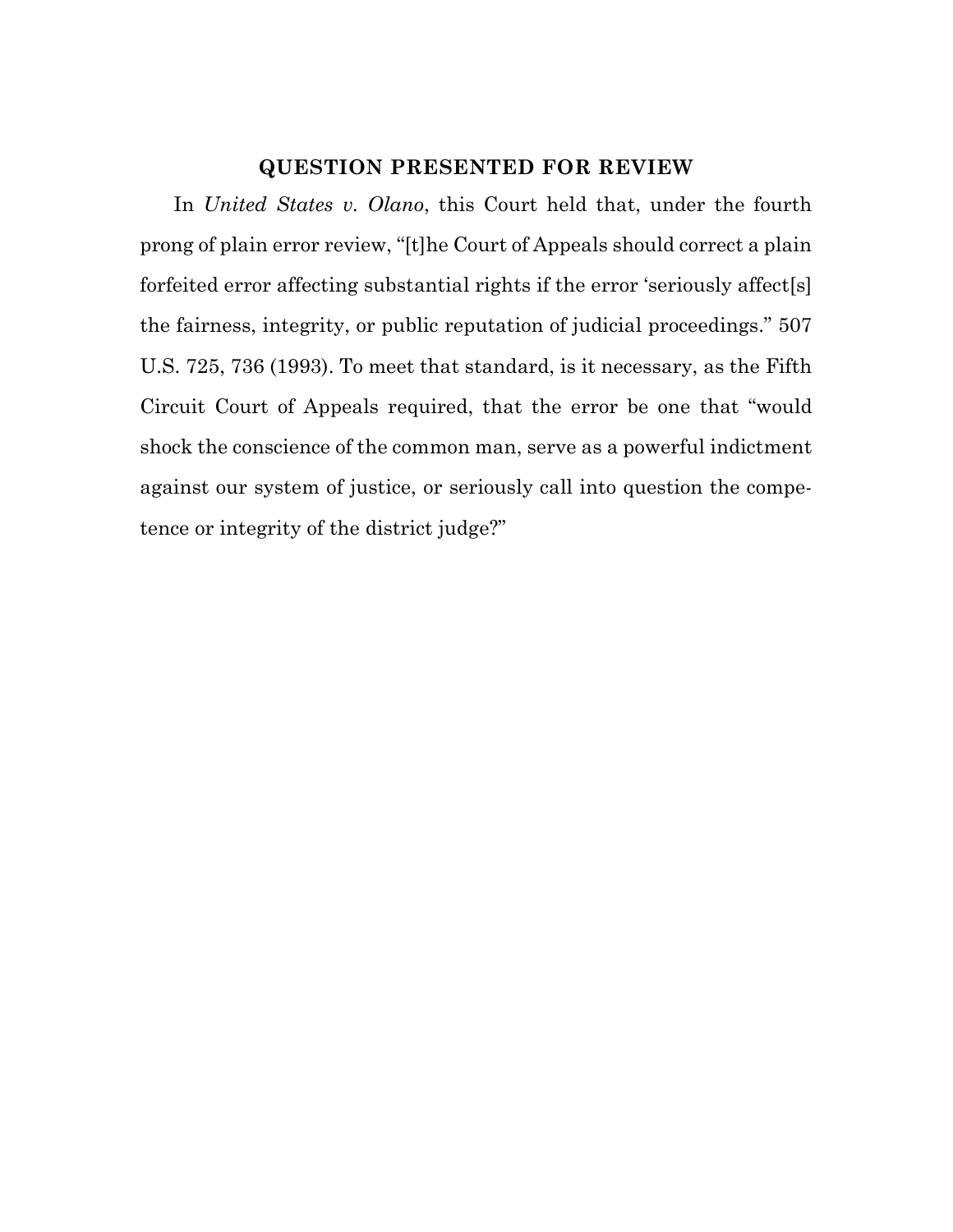## QUESTION PRESENTED FOR REVIEW

In *United States v. Olano*, this Court held that, under the fourth prong of plain error review, "[t]he Court of Appeals should correct a plain forfeited error affecting substantial rights if the error 'seriously affect[s] the fairness, integrity, or public reputation of judicial proceedings." 507 U.S. 725, 736 (1993). To meet that standard, is it necessary, as the Fifth Circuit Court of Appeals required, that the error be one that "would shock the conscience of the common man, serve as a powerful indictment against our system of justice, or seriously call into question the competence or integrity of the district judge?"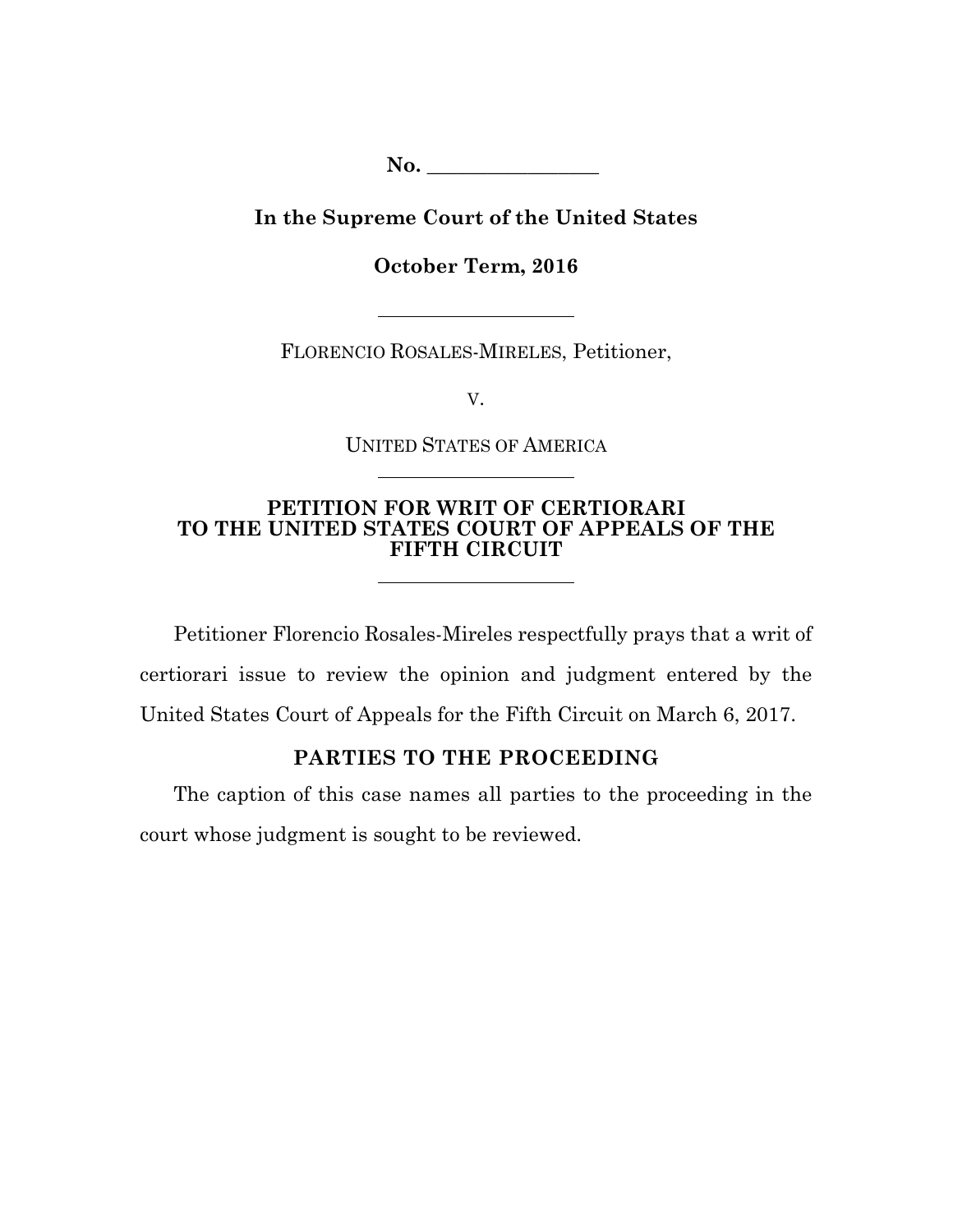**No. ________________**

**In the Supreme Court of the United States**

**October Term, 2016**

---

FLORENCIO ROSALES-MIRELES, Petitioner,

v.

UNITED STATES OF AMERICA

---

**PETITION FOR WRIT OF CERTIORARI TO THE UNITED STATES COURT OF APPEALS OF THE FIFTH CIRCUIT**

---

Petitioner Florencio Rosales-Mireles respectfully prays that a writ of certiorari issue to review the opinion and judgment entered by the United States Court of Appeals for the Fifth Circuit on March 6, 2017.

## PARTIES TO THE PROCEEDING

The caption of this case names all parties to the proceeding in the court whose judgment is sought to be reviewed.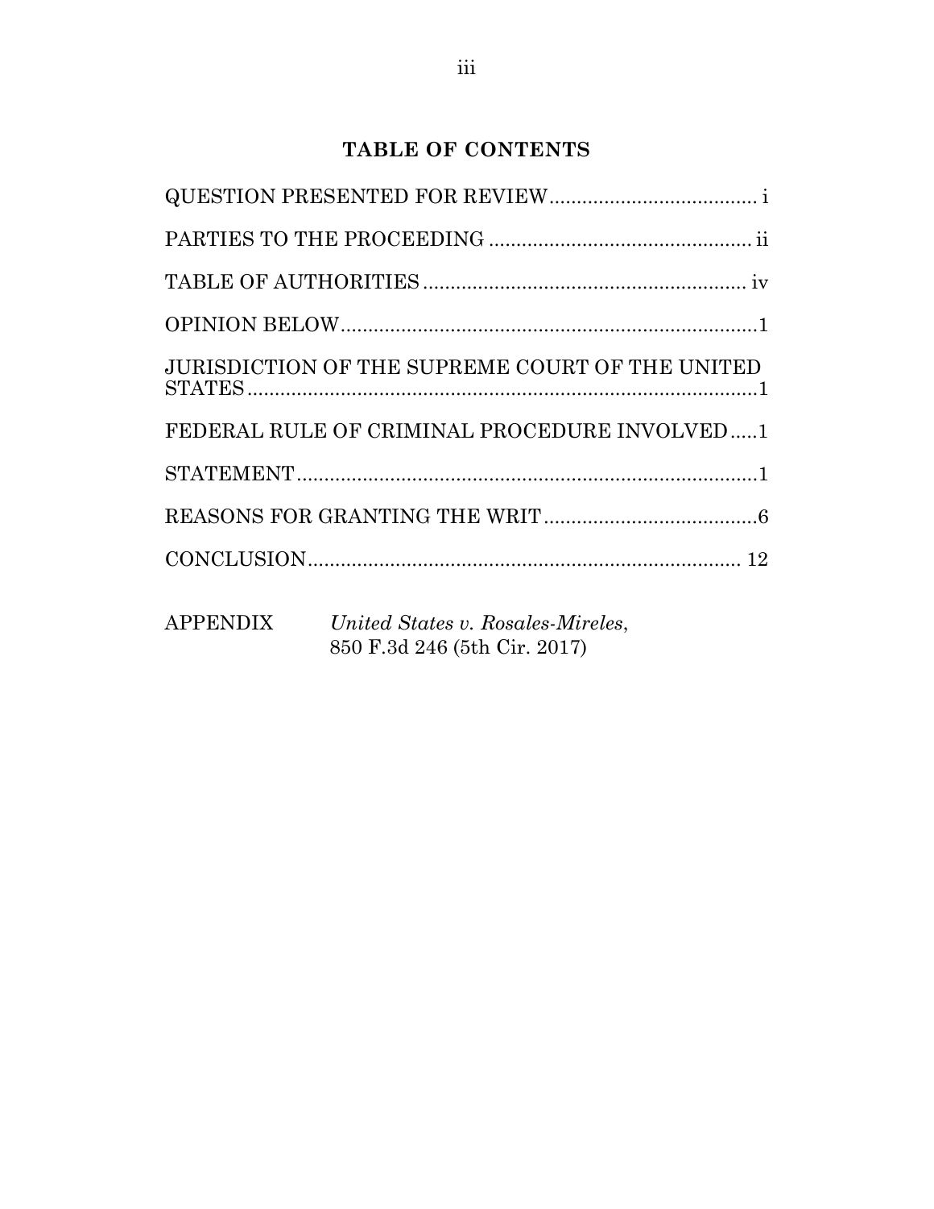# TABLE OF CONTENTS

QUESTION PRESENTED FOR REVIEW ..................................... i

PARTIES TO THE PROCEEDING ............................................... ii

TABLE OF AUTHORITIES .......................................................... iv

OPINION BELOW ............................................................................ 1

JURISDICTION OF THE SUPREME COURT OF THE UNITED STATES .............................................................................................. 1

FEDERAL RULE OF CRIMINAL PROCEDURE INVOLVED ..... 1

STATEMENT .................................................................................... 1

REASONS FOR GRANTING THE WRIT ....................................... 6

CONCLUSION ............................................................................... 12

APPENDIX *United States v. Rosales-Mireles*, 850 F.3d 246 (5th Cir. 2017)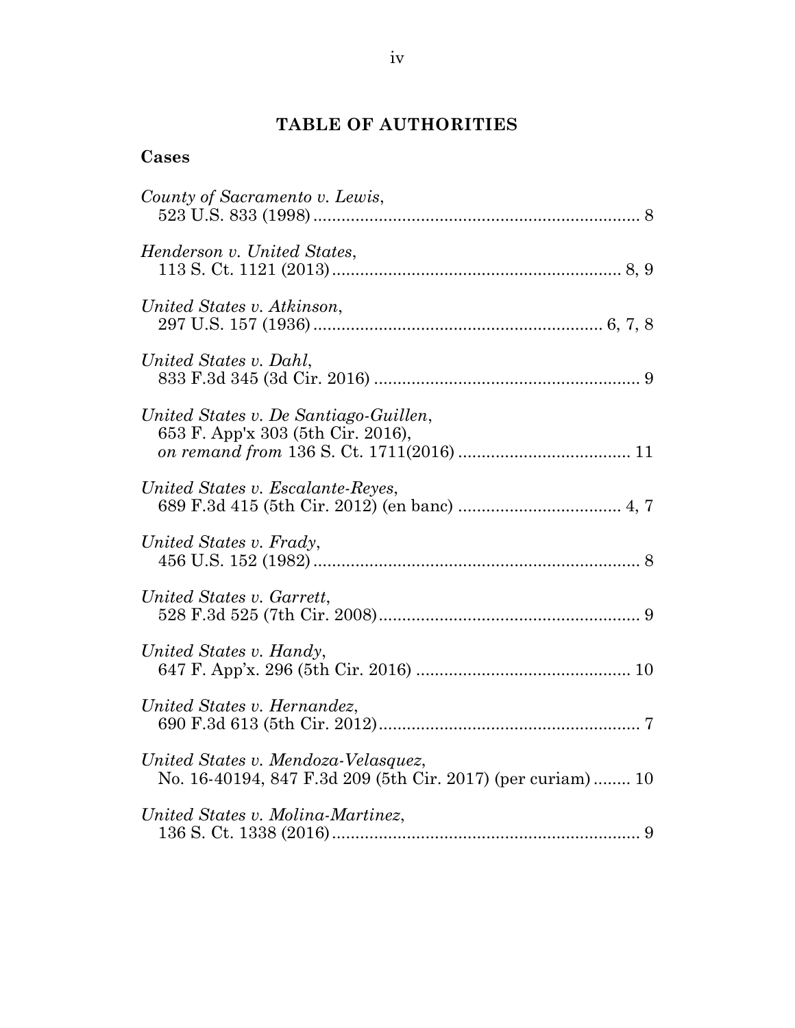# TABLE OF AUTHORITIES

## Cases

*County of Sacramento v. Lewis*,
523 U.S. 833 (1998) ........................................................................ 8

*Henderson v. United States*,
113 S. Ct. 1121 (2013) ............................................................. 8, 9

*United States v. Atkinson*,
297 U.S. 157 (1936) .............................................................. 6, 7, 8

*United States v. Dahl*,
833 F.3d 345 (3d Cir. 2016) ......................................................... 9

*United States v. De Santiago-Guillen*,
653 F. App'x 303 (5th Cir. 2016),
*on remand from* 136 S. Ct. 1711(2016) ..................................... 11

*United States v. Escalante-Reyes*,
689 F.3d 415 (5th Cir. 2012) (en banc) .................................. 4, 7

*United States v. Frady*,
456 U.S. 152 (1982) ...................................................................... 8

*United States v. Garrett*,
528 F.3d 525 (7th Cir. 2008) ........................................................ 9

*United States v. Handy*,
647 F. App'x. 296 (5th Cir. 2016) .............................................. 10

*United States v. Hernandez*,
690 F.3d 613 (5th Cir. 2012) ........................................................ 7

*United States v. Mendoza-Velasquez*,
No. 16-40194, 847 F.3d 209 (5th Cir. 2017) (per curiam) ........ 10

*United States v. Molina-Martinez*,
136 S. Ct. 1338 (2016) .................................................................. 9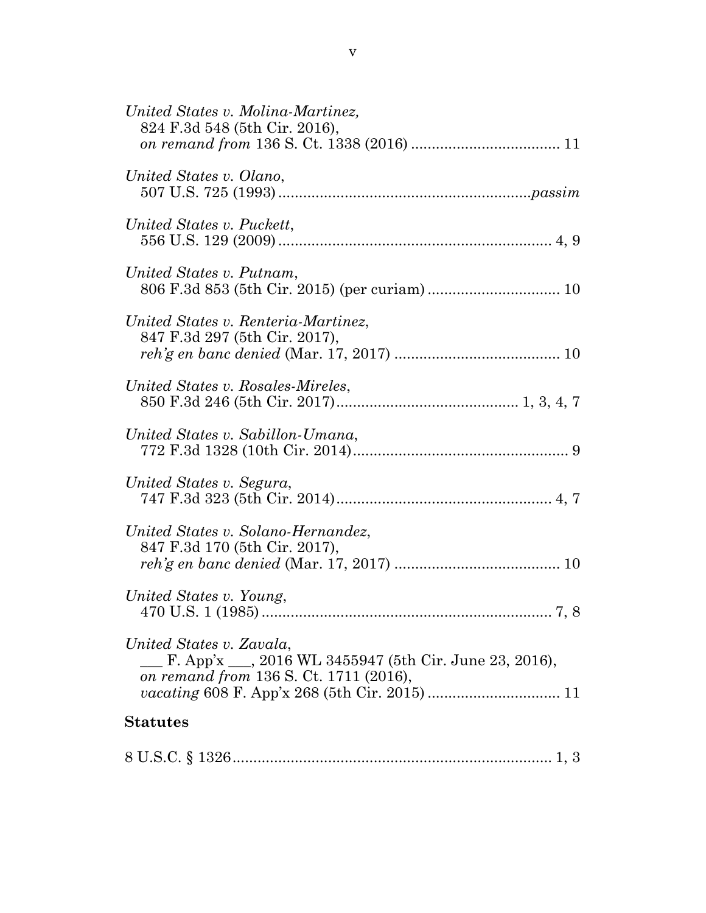*United States v. Molina-Martinez*,
824 F.3d 548 (5th Cir. 2016),
*on remand from* 136 S. Ct. 1338 (2016) .................................... 11

*United States v. Olano*,
507 U.S. 725 (1993) ............................................................. *passim*

*United States v. Puckett*,
556 U.S. 129 (2009) ................................................................. 4, 9

*United States v. Putnam*,
806 F.3d 853 (5th Cir. 2015) (per curiam) ................................ 10

*United States v. Renteria-Martinez*,
847 F.3d 297 (5th Cir. 2017),
*reh'g en banc denied* (Mar. 17, 2017) ........................................ 10

*United States v. Rosales-Mireles*,
850 F.3d 246 (5th Cir. 2017) ............................................ 1, 3, 4, 7

*United States v. Sabillon-Umana*,
772 F.3d 1328 (10th Cir. 2014) .................................................... 9

*United States v. Segura*,
747 F.3d 323 (5th Cir. 2014) .................................................... 4, 7

*United States v. Solano-Hernandez*,
847 F.3d 170 (5th Cir. 2017),
*reh'g en banc denied* (Mar. 17, 2017) ........................................ 10

*United States v. Young*,
470 U.S. 1 (1985) ...................................................................... 7, 8

*United States v. Zavala*,
___ F. App'x ___, 2016 WL 3455947 (5th Cir. June 23, 2016),
*on remand from* 136 S. Ct. 1711 (2016),
*vacating* 608 F. App'x 268 (5th Cir. 2015) ................................ 11

**Statutes**

8 U.S.C. § 1326 ............................................................................. 1, 3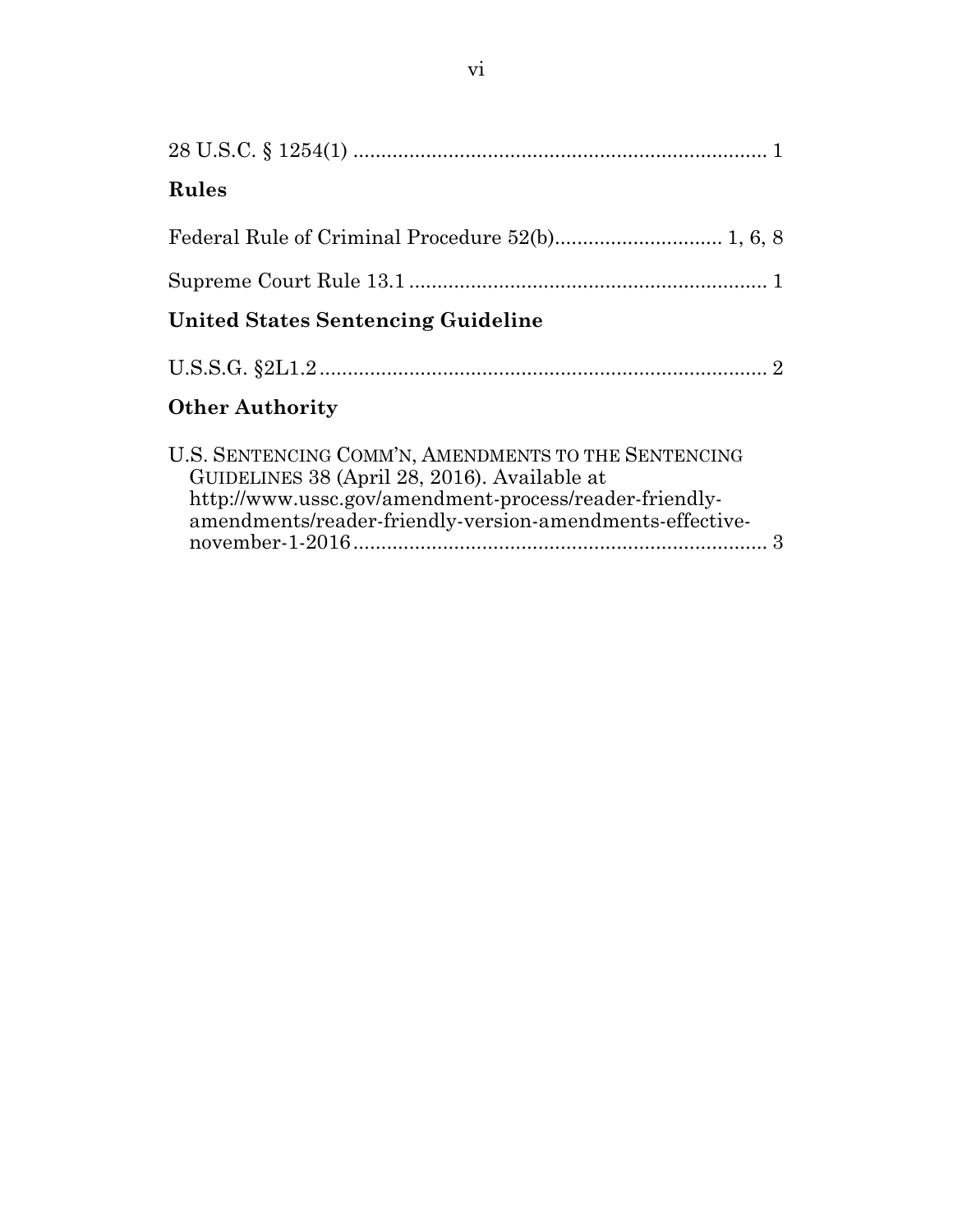28 U.S.C. § 1254(1) ........................................................................ 1

## Rules

Federal Rule of Criminal Procedure 52(b).............................. 1, 6, 8

Supreme Court Rule 13.1 ............................................................... 1

## United States Sentencing Guideline

U.S.S.G. §2L1.2............................................................................... 2

## Other Authority

U.S. SENTENCING COMM'N, AMENDMENTS TO THE SENTENCING GUIDELINES 38 (April 28, 2016). Available at http://www.ussc.gov/amendment-process/reader-friendly-amendments/reader-friendly-version-amendments-effective-november-1-2016......................................................................... 3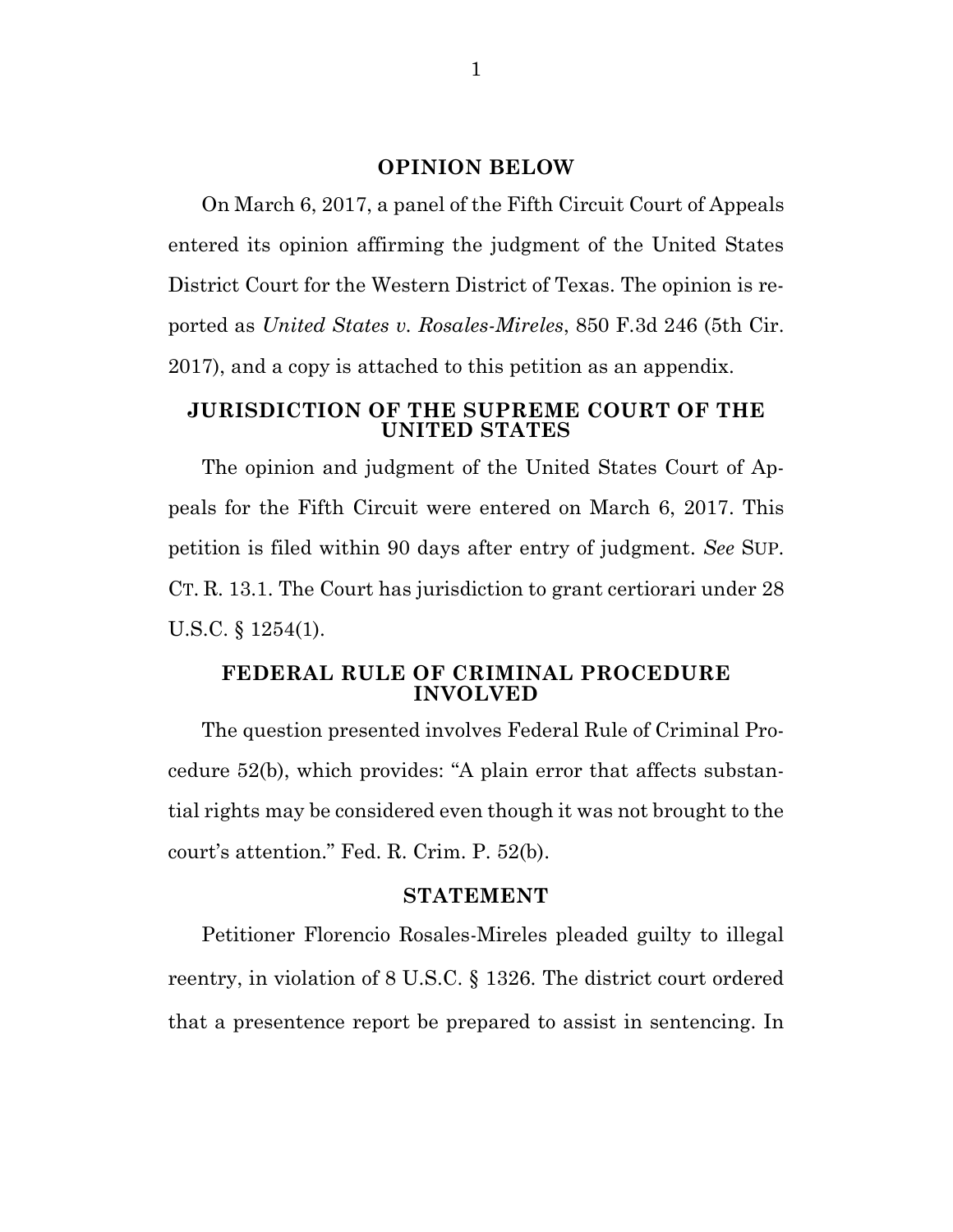## OPINION BELOW

On March 6, 2017, a panel of the Fifth Circuit Court of Appeals entered its opinion affirming the judgment of the United States District Court for the Western District of Texas. The opinion is reported as *United States v. Rosales-Mireles*, 850 F.3d 246 (5th Cir. 2017), and a copy is attached to this petition as an appendix.

## JURISDICTION OF THE SUPREME COURT OF THE UNITED STATES

The opinion and judgment of the United States Court of Appeals for the Fifth Circuit were entered on March 6, 2017. This petition is filed within 90 days after entry of judgment. *See* SUP. CT. R. 13.1. The Court has jurisdiction to grant certiorari under 28 U.S.C. § 1254(1).

## FEDERAL RULE OF CRIMINAL PROCEDURE INVOLVED

The question presented involves Federal Rule of Criminal Procedure 52(b), which provides: "A plain error that affects substantial rights may be considered even though it was not brought to the court's attention." Fed. R. Crim. P. 52(b).

## STATEMENT

Petitioner Florencio Rosales-Mireles pleaded guilty to illegal reentry, in violation of 8 U.S.C. § 1326. The district court ordered that a presentence report be prepared to assist in sentencing. In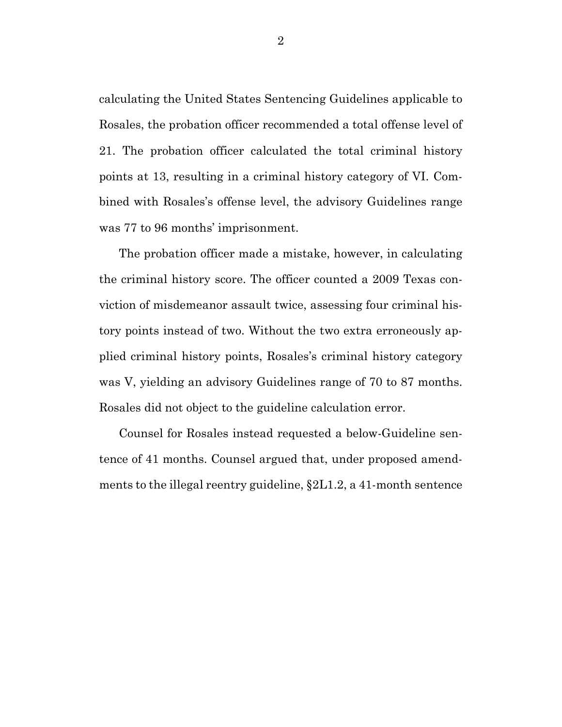calculating the United States Sentencing Guidelines applicable to Rosales, the probation officer recommended a total offense level of 21. The probation officer calculated the total criminal history points at 13, resulting in a criminal history category of VI. Combined with Rosales's offense level, the advisory Guidelines range was 77 to 96 months' imprisonment.

The probation officer made a mistake, however, in calculating the criminal history score. The officer counted a 2009 Texas conviction of misdemeanor assault twice, assessing four criminal history points instead of two. Without the two extra erroneously applied criminal history points, Rosales's criminal history category was V, yielding an advisory Guidelines range of 70 to 87 months. Rosales did not object to the guideline calculation error.

Counsel for Rosales instead requested a below-Guideline sentence of 41 months. Counsel argued that, under proposed amendments to the illegal reentry guideline, §2L1.2, a 41-month sentence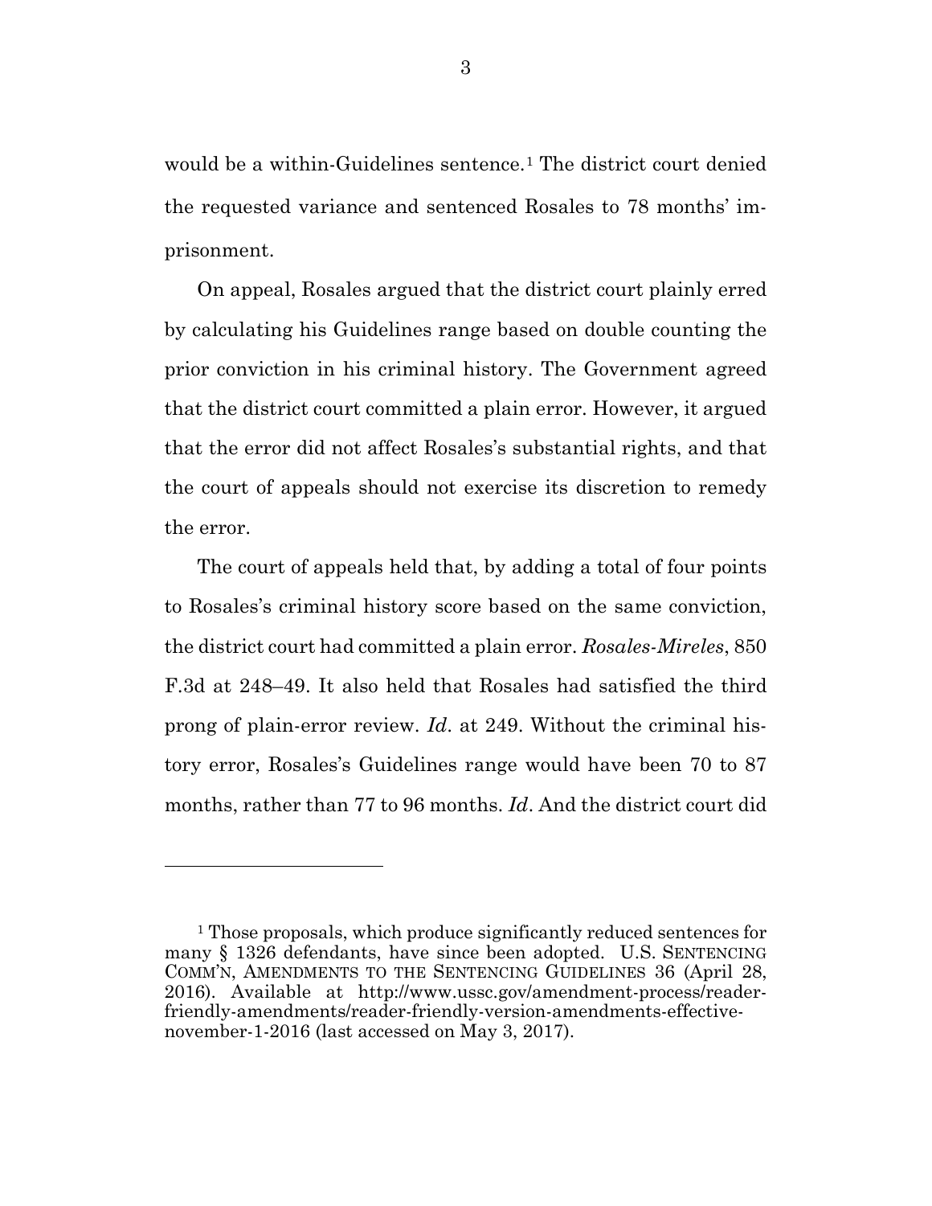would be a within-Guidelines sentence.[1] The district court denied the requested variance and sentenced Rosales to 78 months' imprisonment.

On appeal, Rosales argued that the district court plainly erred by calculating his Guidelines range based on double counting the prior conviction in his criminal history. The Government agreed that the district court committed a plain error. However, it argued that the error did not affect Rosales's substantial rights, and that the court of appeals should not exercise its discretion to remedy the error.

The court of appeals held that, by adding a total of four points to Rosales's criminal history score based on the same conviction, the district court had committed a plain error. *Rosales-Mireles*, 850 F.3d at 248–49. It also held that Rosales had satisfied the third prong of plain-error review. *Id*. at 249. Without the criminal history error, Rosales's Guidelines range would have been 70 to 87 months, rather than 77 to 96 months. *Id*. And the district court did

---

[1] Those proposals, which produce significantly reduced sentences for many § 1326 defendants, have since been adopted. U.S. SENTENCING COMM'N, AMENDMENTS TO THE SENTENCING GUIDELINES 36 (April 28, 2016). Available at http://www.ussc.gov/amendment-process/reader-friendly-amendments/reader-friendly-version-amendments-effective-november-1-2016 (last accessed on May 3, 2017).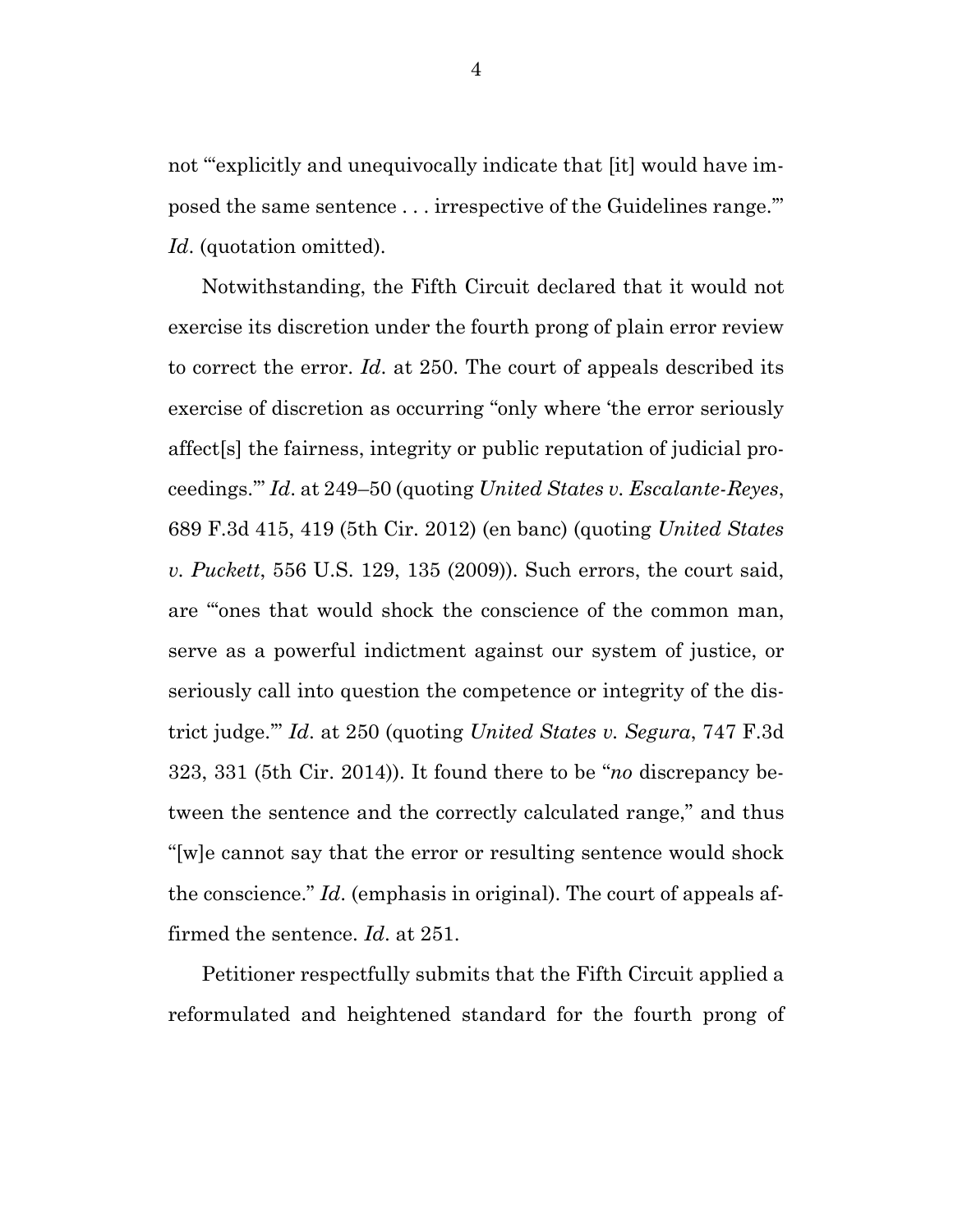not "'explicitly and unequivocally indicate that [it] would have imposed the same sentence . . . irrespective of the Guidelines range.'" *Id*. (quotation omitted).

Notwithstanding, the Fifth Circuit declared that it would not exercise its discretion under the fourth prong of plain error review to correct the error. *Id*. at 250. The court of appeals described its exercise of discretion as occurring "only where 'the error seriously affect[s] the fairness, integrity or public reputation of judicial proceedings.'" *Id*. at 249–50 (quoting *United States v. Escalante-Reyes*, 689 F.3d 415, 419 (5th Cir. 2012) (en banc) (quoting *United States v. Puckett*, 556 U.S. 129, 135 (2009)). Such errors, the court said, are "'ones that would shock the conscience of the common man, serve as a powerful indictment against our system of justice, or seriously call into question the competence or integrity of the district judge.'" *Id*. at 250 (quoting *United States v. Segura*, 747 F.3d 323, 331 (5th Cir. 2014)). It found there to be "*no* discrepancy between the sentence and the correctly calculated range," and thus "[w]e cannot say that the error or resulting sentence would shock the conscience." *Id*. (emphasis in original). The court of appeals affirmed the sentence. *Id*. at 251.

Petitioner respectfully submits that the Fifth Circuit applied a reformulated and heightened standard for the fourth prong of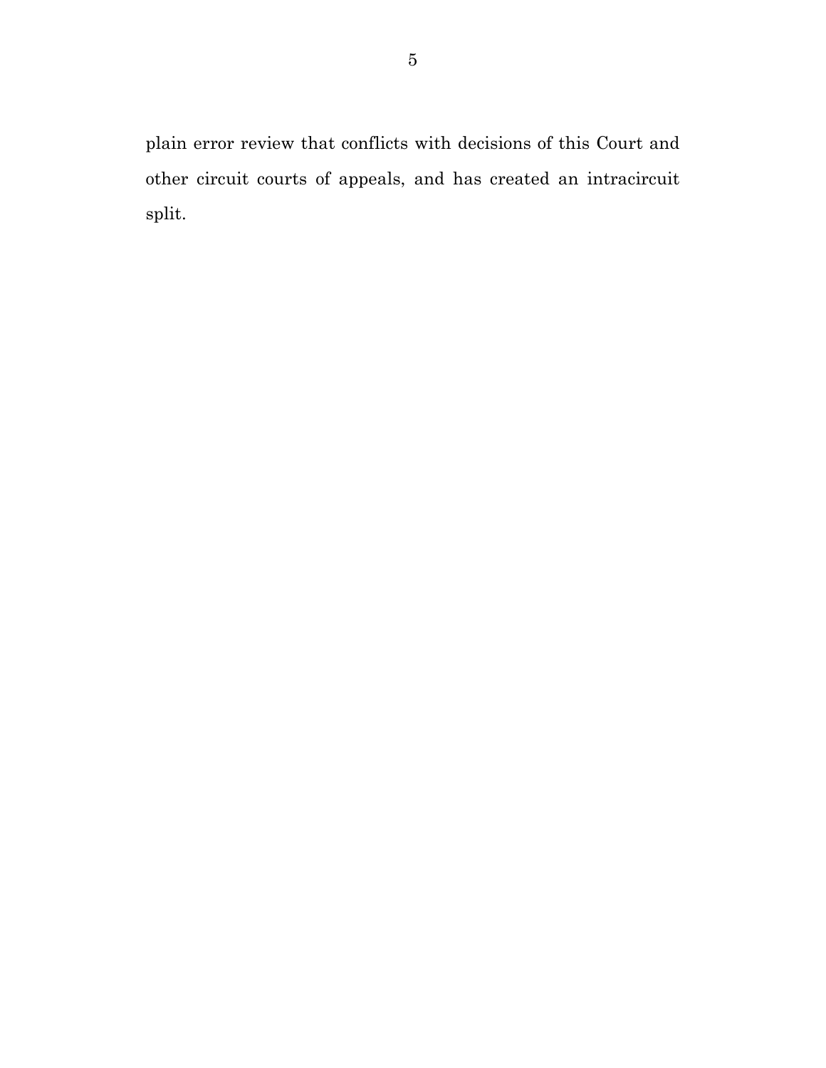plain error review that conflicts with decisions of this Court and other circuit courts of appeals, and has created an intracircuit split.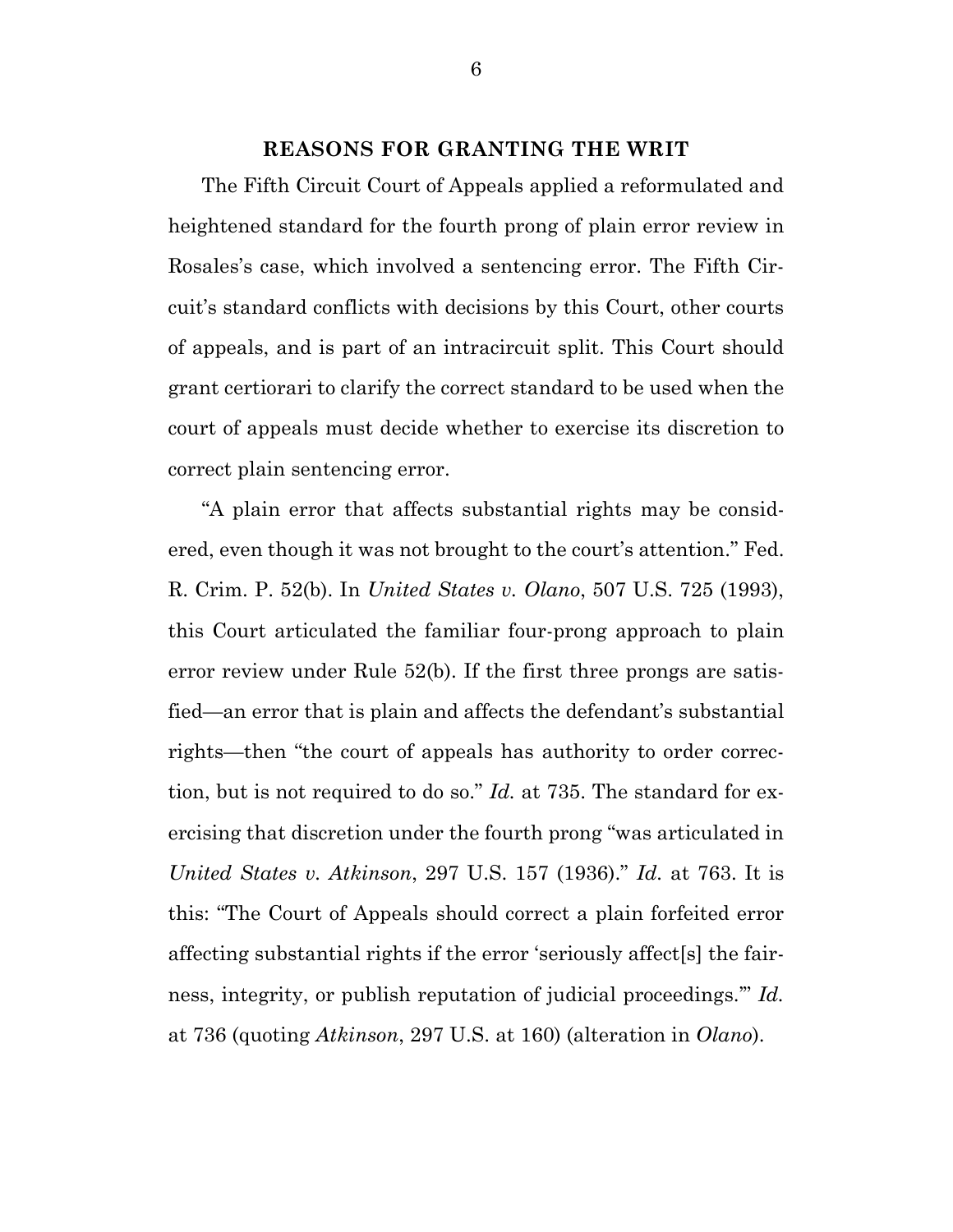## REASONS FOR GRANTING THE WRIT

The Fifth Circuit Court of Appeals applied a reformulated and heightened standard for the fourth prong of plain error review in Rosales's case, which involved a sentencing error. The Fifth Circuit's standard conflicts with decisions by this Court, other courts of appeals, and is part of an intracircuit split. This Court should grant certiorari to clarify the correct standard to be used when the court of appeals must decide whether to exercise its discretion to correct plain sentencing error.

"A plain error that affects substantial rights may be considered, even though it was not brought to the court's attention." Fed. R. Crim. P. 52(b). In *United States v. Olano*, 507 U.S. 725 (1993), this Court articulated the familiar four-prong approach to plain error review under Rule 52(b). If the first three prongs are satisfied—an error that is plain and affects the defendant's substantial rights—then "the court of appeals has authority to order correction, but is not required to do so." *Id.* at 735. The standard for exercising that discretion under the fourth prong "was articulated in *United States v. Atkinson*, 297 U.S. 157 (1936)." *Id.* at 763. It is this: "The Court of Appeals should correct a plain forfeited error affecting substantial rights if the error 'seriously affect[s] the fairness, integrity, or publish reputation of judicial proceedings.'" *Id.* at 736 (quoting *Atkinson*, 297 U.S. at 160) (alteration in *Olano*).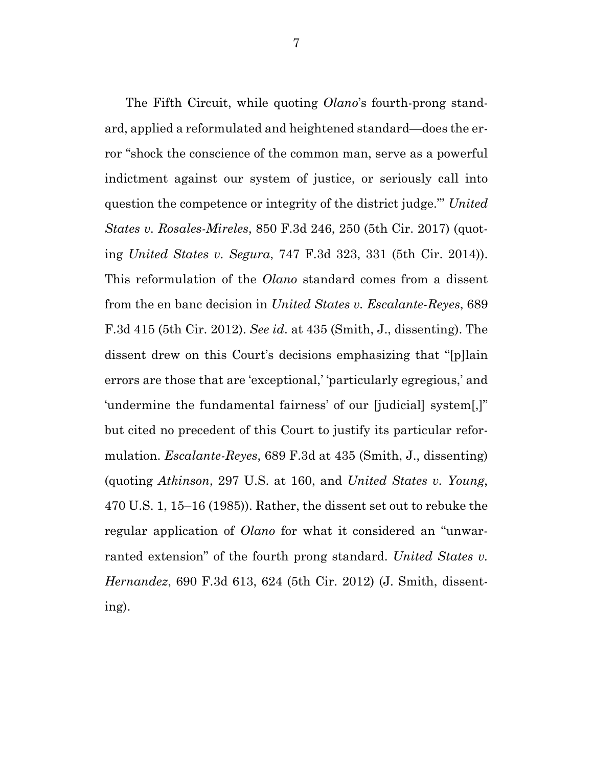The Fifth Circuit, while quoting *Olano*'s fourth-prong standard, applied a reformulated and heightened standard—does the error "shock the conscience of the common man, serve as a powerful indictment against our system of justice, or seriously call into question the competence or integrity of the district judge.'" *United States v. Rosales-Mireles*, 850 F.3d 246, 250 (5th Cir. 2017) (quoting *United States v. Segura*, 747 F.3d 323, 331 (5th Cir. 2014)). This reformulation of the *Olano* standard comes from a dissent from the en banc decision in *United States v. Escalante-Reyes*, 689 F.3d 415 (5th Cir. 2012). *See id.* at 435 (Smith, J., dissenting). The dissent drew on this Court's decisions emphasizing that "[p]lain errors are those that are 'exceptional,' 'particularly egregious,' and 'undermine the fundamental fairness' of our [judicial] system[,]" but cited no precedent of this Court to justify its particular reformulation. *Escalante-Reyes*, 689 F.3d at 435 (Smith, J., dissenting) (quoting *Atkinson*, 297 U.S. at 160, and *United States v. Young*, 470 U.S. 1, 15–16 (1985)). Rather, the dissent set out to rebuke the regular application of *Olano* for what it considered an "unwarranted extension" of the fourth prong standard. *United States v. Hernandez*, 690 F.3d 613, 624 (5th Cir. 2012) (J. Smith, dissenting).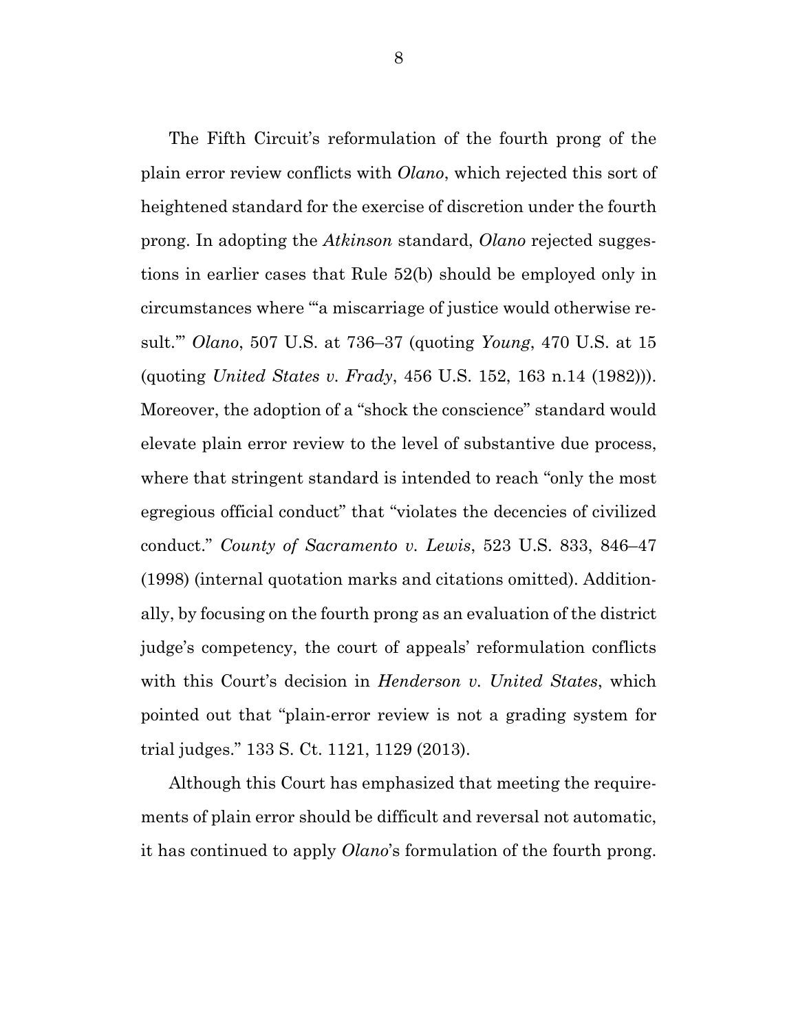The Fifth Circuit's reformulation of the fourth prong of the plain error review conflicts with *Olano*, which rejected this sort of heightened standard for the exercise of discretion under the fourth prong. In adopting the *Atkinson* standard, *Olano* rejected suggestions in earlier cases that Rule 52(b) should be employed only in circumstances where "'a miscarriage of justice would otherwise result.'" *Olano*, 507 U.S. at 736–37 (quoting *Young*, 470 U.S. at 15 (quoting *United States v. Frady*, 456 U.S. 152, 163 n.14 (1982))). Moreover, the adoption of a "shock the conscience" standard would elevate plain error review to the level of substantive due process, where that stringent standard is intended to reach "only the most egregious official conduct" that "violates the decencies of civilized conduct." *County of Sacramento v. Lewis*, 523 U.S. 833, 846–47 (1998) (internal quotation marks and citations omitted). Additionally, by focusing on the fourth prong as an evaluation of the district judge's competency, the court of appeals' reformulation conflicts with this Court's decision in *Henderson v. United States*, which pointed out that "plain-error review is not a grading system for trial judges." 133 S. Ct. 1121, 1129 (2013).

Although this Court has emphasized that meeting the requirements of plain error should be difficult and reversal not automatic, it has continued to apply *Olano*'s formulation of the fourth prong.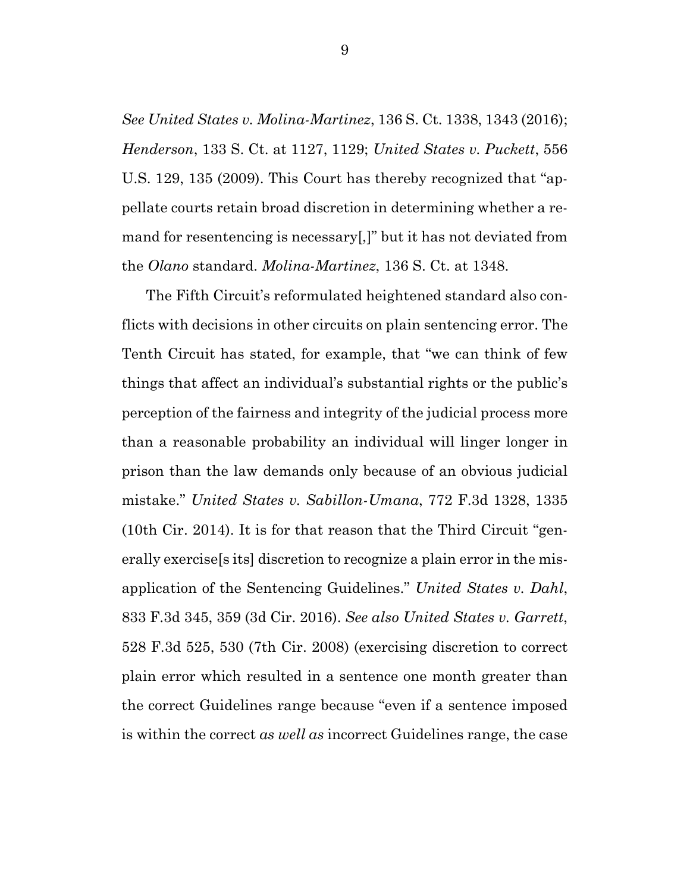*See United States v. Molina-Martinez*, 136 S. Ct. 1338, 1343 (2016); *Henderson*, 133 S. Ct. at 1127, 1129; *United States v. Puckett*, 556 U.S. 129, 135 (2009). This Court has thereby recognized that "appellate courts retain broad discretion in determining whether a remand for resentencing is necessary[,]" but it has not deviated from the *Olano* standard. *Molina-Martinez*, 136 S. Ct. at 1348.

The Fifth Circuit's reformulated heightened standard also conflicts with decisions in other circuits on plain sentencing error. The Tenth Circuit has stated, for example, that "we can think of few things that affect an individual's substantial rights or the public's perception of the fairness and integrity of the judicial process more than a reasonable probability an individual will linger longer in prison than the law demands only because of an obvious judicial mistake." *United States v. Sabillon-Umana*, 772 F.3d 1328, 1335 (10th Cir. 2014). It is for that reason that the Third Circuit "generally exercise[s its] discretion to recognize a plain error in the misapplication of the Sentencing Guidelines." *United States v. Dahl*, 833 F.3d 345, 359 (3d Cir. 2016). *See also United States v. Garrett*, 528 F.3d 525, 530 (7th Cir. 2008) (exercising discretion to correct plain error which resulted in a sentence one month greater than the correct Guidelines range because "even if a sentence imposed is within the correct *as well as* incorrect Guidelines range, the case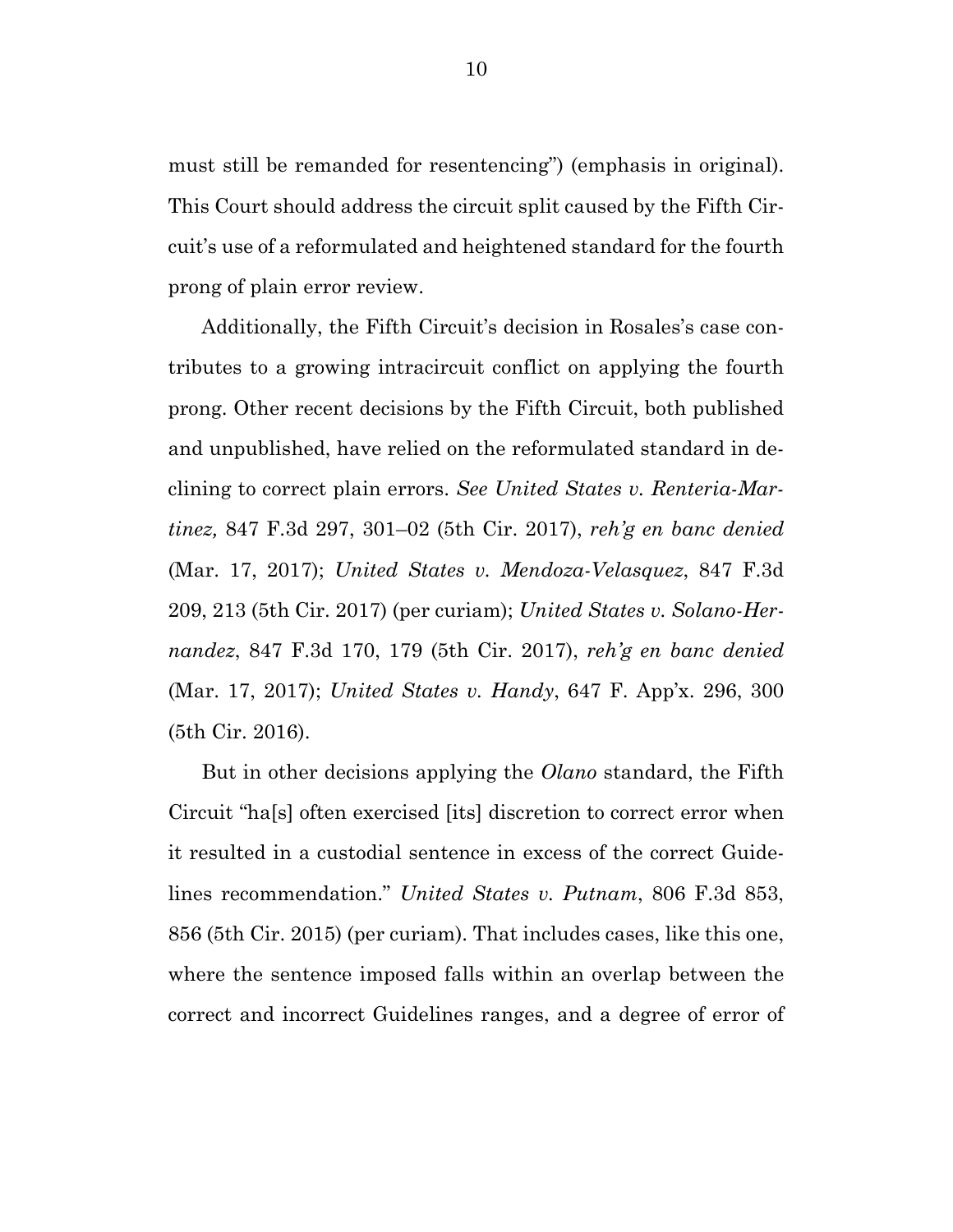must still be remanded for resentencing") (emphasis in original). This Court should address the circuit split caused by the Fifth Circuit's use of a reformulated and heightened standard for the fourth prong of plain error review.

Additionally, the Fifth Circuit's decision in Rosales's case contributes to a growing intracircuit conflict on applying the fourth prong. Other recent decisions by the Fifth Circuit, both published and unpublished, have relied on the reformulated standard in declining to correct plain errors. *See United States v. Renteria-Martinez,* 847 F.3d 297, 301–02 (5th Cir. 2017), *reh'g en banc denied* (Mar. 17, 2017); *United States v. Mendoza-Velasquez*, 847 F.3d 209, 213 (5th Cir. 2017) (per curiam); *United States v. Solano-Hernandez*, 847 F.3d 170, 179 (5th Cir. 2017), *reh'g en banc denied* (Mar. 17, 2017); *United States v. Handy*, 647 F. App'x. 296, 300 (5th Cir. 2016).

But in other decisions applying the *Olano* standard, the Fifth Circuit "ha[s] often exercised [its] discretion to correct error when it resulted in a custodial sentence in excess of the correct Guidelines recommendation." *United States v. Putnam*, 806 F.3d 853, 856 (5th Cir. 2015) (per curiam). That includes cases, like this one, where the sentence imposed falls within an overlap between the correct and incorrect Guidelines ranges, and a degree of error of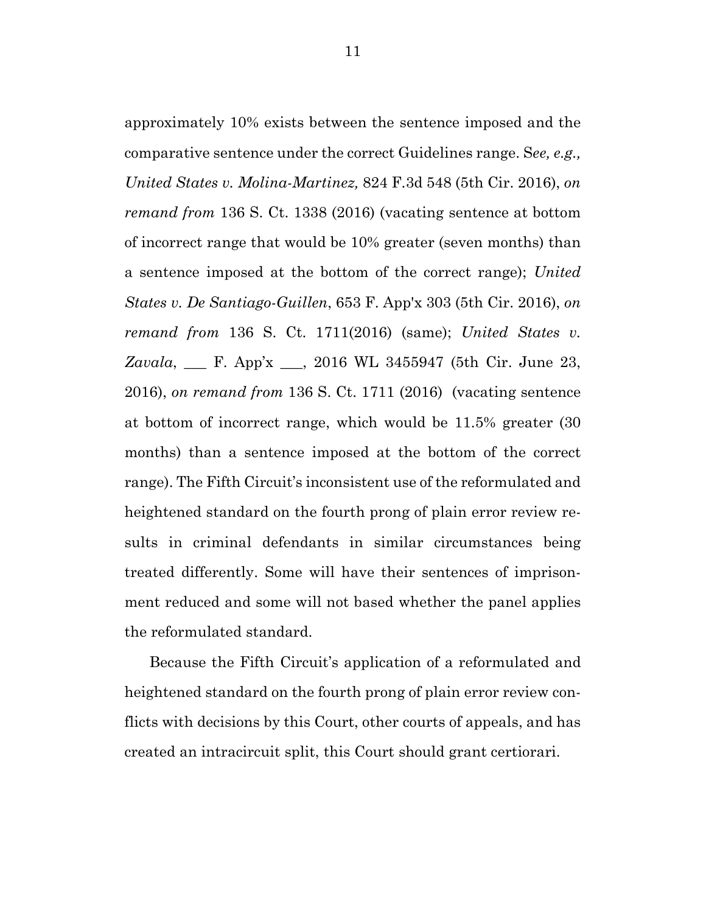approximately 10% exists between the sentence imposed and the comparative sentence under the correct Guidelines range. S*ee, e.g., United States v. Molina-Martinez,* 824 F.3d 548 (5th Cir. 2016), *on remand from* 136 S. Ct. 1338 (2016) (vacating sentence at bottom of incorrect range that would be 10% greater (seven months) than a sentence imposed at the bottom of the correct range); *United States v. De Santiago-Guillen*, 653 F. App'x 303 (5th Cir. 2016), *on remand from* 136 S. Ct. 1711(2016) (same); *United States v. Zavala*, ___ F. App'x ___, 2016 WL 3455947 (5th Cir. June 23, 2016), *on remand from* 136 S. Ct. 1711 (2016) (vacating sentence at bottom of incorrect range, which would be 11.5% greater (30 months) than a sentence imposed at the bottom of the correct range). The Fifth Circuit's inconsistent use of the reformulated and heightened standard on the fourth prong of plain error review results in criminal defendants in similar circumstances being treated differently. Some will have their sentences of imprisonment reduced and some will not based whether the panel applies the reformulated standard.

Because the Fifth Circuit's application of a reformulated and heightened standard on the fourth prong of plain error review conflicts with decisions by this Court, other courts of appeals, and has created an intracircuit split, this Court should grant certiorari.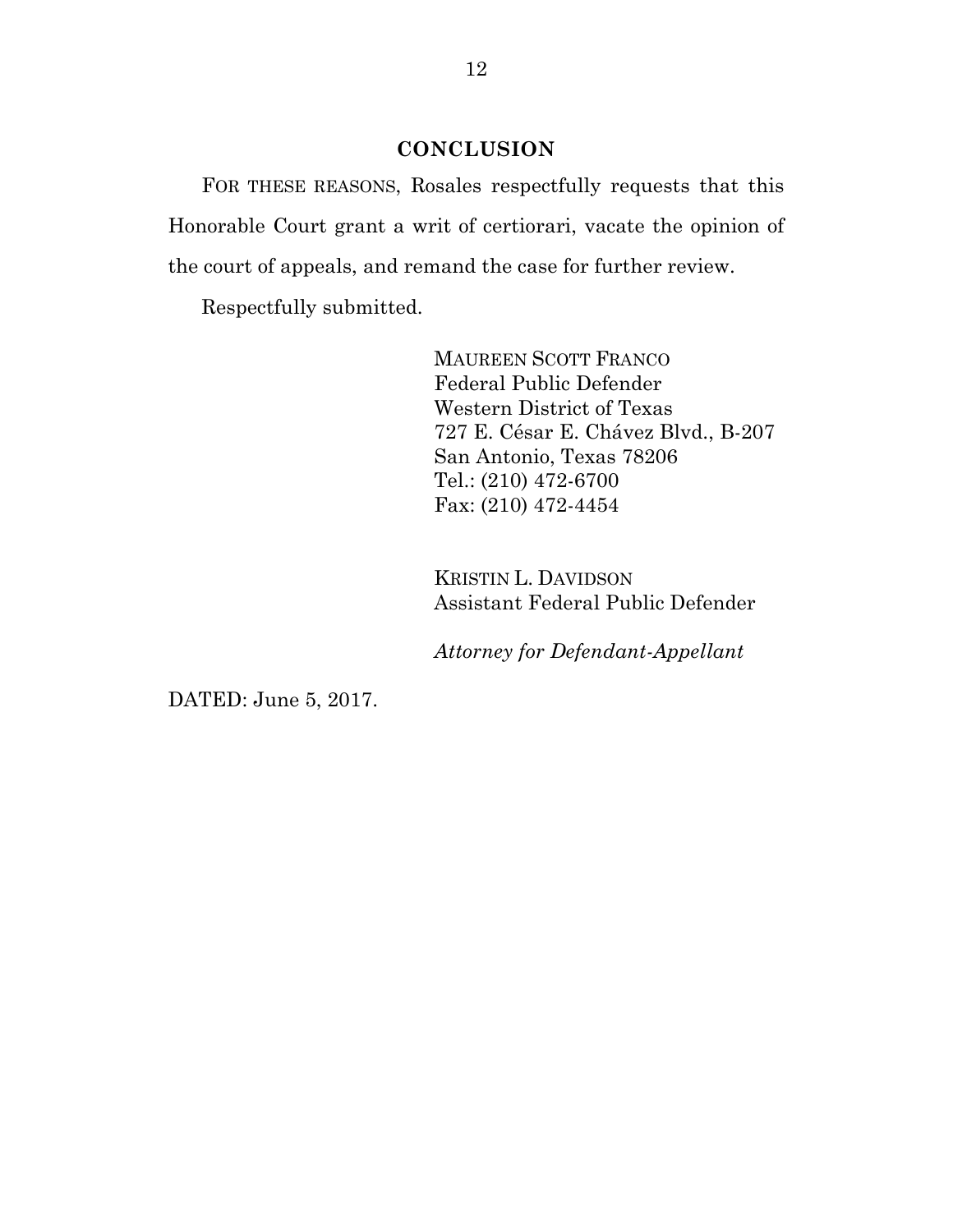## CONCLUSION

FOR THESE REASONS, Rosales respectfully requests that this Honorable Court grant a writ of certiorari, vacate the opinion of the court of appeals, and remand the case for further review.

Respectfully submitted.

MAUREEN SCOTT FRANCO
Federal Public Defender
Western District of Texas
727 E. César E. Chávez Blvd., B-207
San Antonio, Texas 78206
Tel.: (210) 472-6700
Fax: (210) 472-4454

KRISTIN L. DAVIDSON
Assistant Federal Public Defender

*Attorney for Defendant-Appellant*

DATED: June 5, 2017.